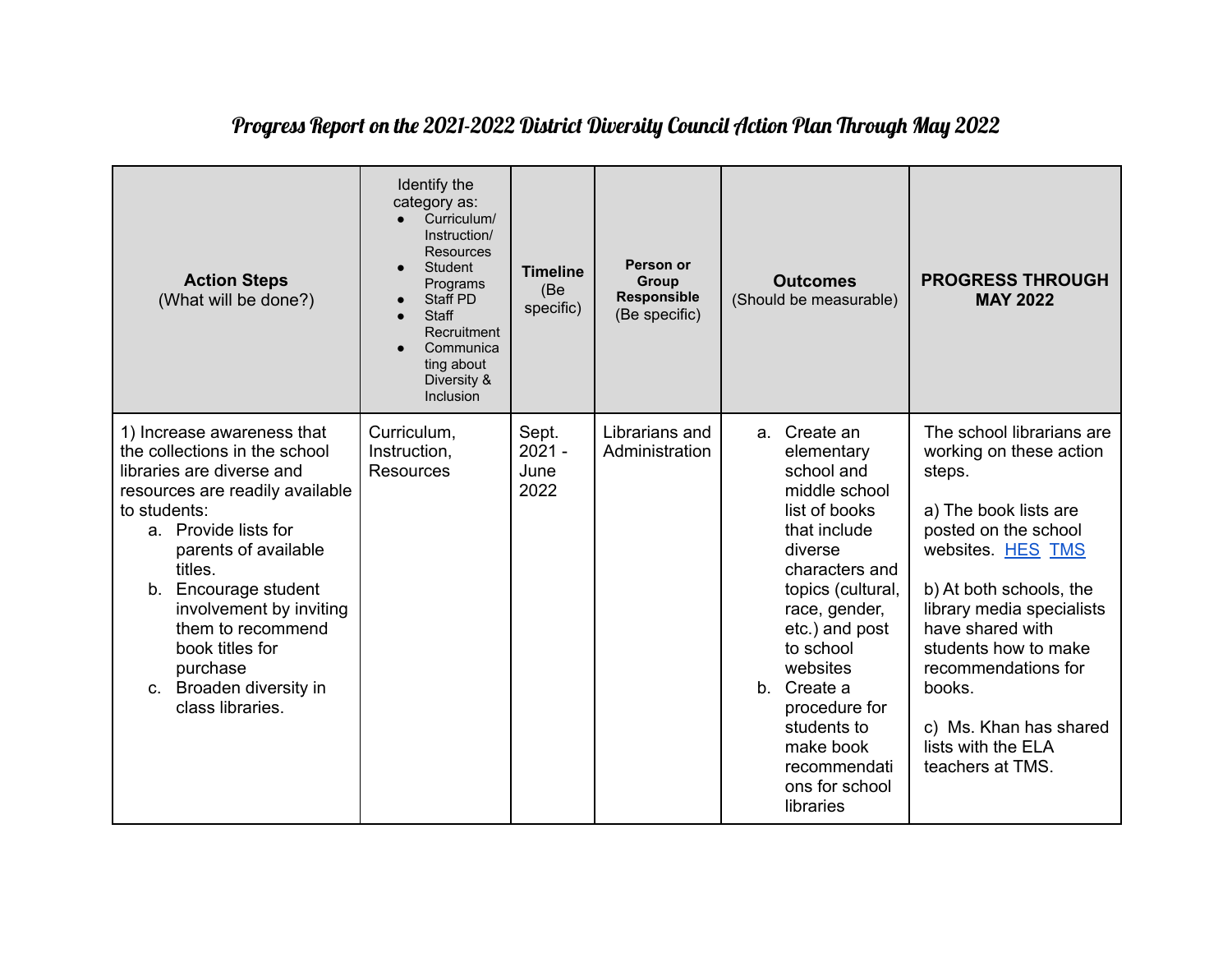# Progress Report on the 2021-2022 District Diversity Council Action Plan Through May 2022

| **Action Steps** (What will be done?) | Identify the category as: • Curriculum/ Instruction/ Resources • Student Programs • Staff PD • Staff Recruitment • Communicating about Diversity & Inclusion | **Timeline** (Be specific) | **Person or Group Responsible** (Be specific) | **Outcomes** (Should be measurable) | **PROGRESS THROUGH MAY 2022** |
|---|---|---|---|---|---|
| 1) Increase awareness that the collections in the school libraries are diverse and resources are readily available to students: a. Provide lists for parents of available titles. b. Encourage student involvement by inviting them to recommend book titles for purchase c. Broaden diversity in class libraries. | Curriculum, Instruction, Resources | Sept. 2021 - June 2022 | Librarians and Administration | a. Create an elementary school and middle school list of books that include diverse characters and topics (cultural, race, gender, etc.) and post to school websites b. Create a procedure for students to make book recommendations for school libraries | The school librarians are working on these action steps. a) The book lists are posted on the school websites. HES TMS b) At both schools, the library media specialists have shared with students how to make recommendations for books. c) Ms. Khan has shared lists with the ELA teachers at TMS. |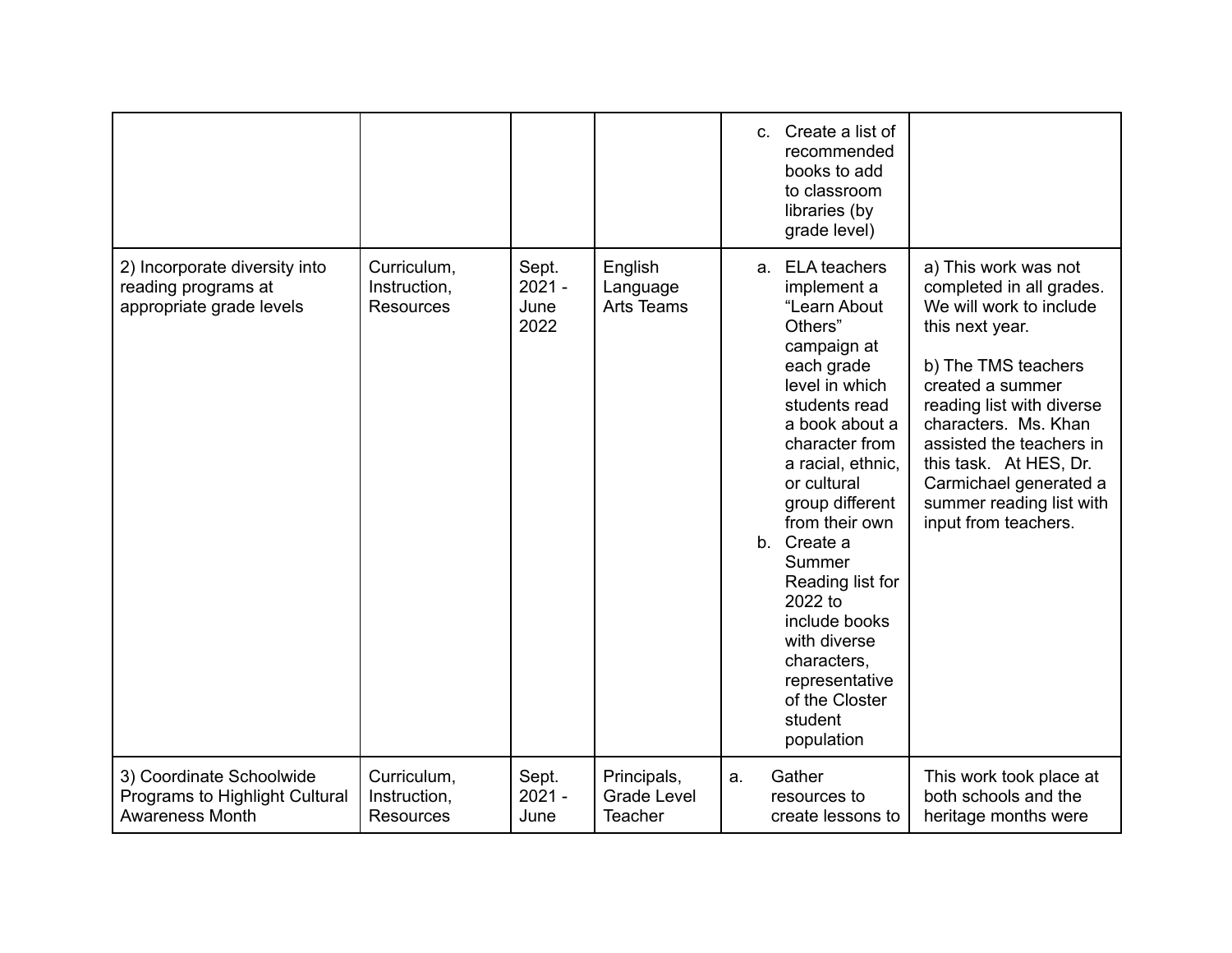| | | | | | |
|---|---|---|---|---|---|
| | | | | c. Create a list of recommended books to add to classroom libraries (by grade level) | |
| 2) Incorporate diversity into reading programs at appropriate grade levels | Curriculum, Instruction, Resources | Sept. 2021 - June 2022 | English Language Arts Teams | a. ELA teachers implement a "Learn About Others" campaign at each grade level in which students read a book about a character from a racial, ethnic, or cultural group different from their own<br>b. Create a Summer Reading list for 2022 to include books with diverse characters, representative of the Closter student population | a) This work was not completed in all grades. We will work to include this next year.<br><br>b) The TMS teachers created a summer reading list with diverse characters. Ms. Khan assisted the teachers in this task. At HES, Dr. Carmichael generated a summer reading list with input from teachers. |
| 3) Coordinate Schoolwide Programs to Highlight Cultural Awareness Month | Curriculum, Instruction, Resources | Sept. 2021 - June | Principals, Grade Level Teacher | a. Gather resources to create lessons to | This work took place at both schools and the heritage months were |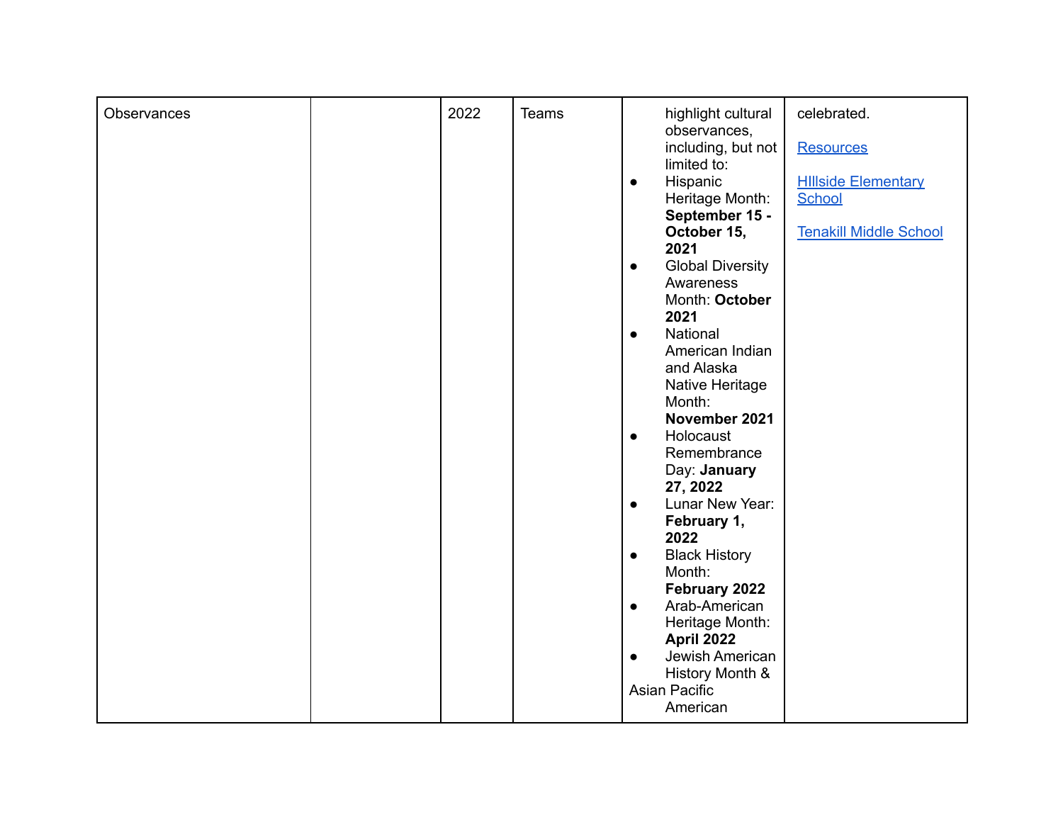| Observances | | 2022 | Teams | highlight cultural observances, including, but not limited to:<br>• Hispanic Heritage Month: **September 15 - October 15, 2021**<br>• Global Diversity Awareness Month: **October 2021**<br>• National American Indian and Alaska Native Heritage Month: **November 2021**<br>• Holocaust Remembrance Day: **January 27, 2022**<br>• Lunar New Year: **February 1, 2022**<br>• Black History Month: **February 2022**<br>• Arab-American Heritage Month: **April 2022**<br>• Jewish American History Month & Asian Pacific American | celebrated.<br><br>[Resources]()<br><br>[HIllside Elementary School]()<br><br>[Tenakill Middle School]() |
|---|---|---|---|---|---|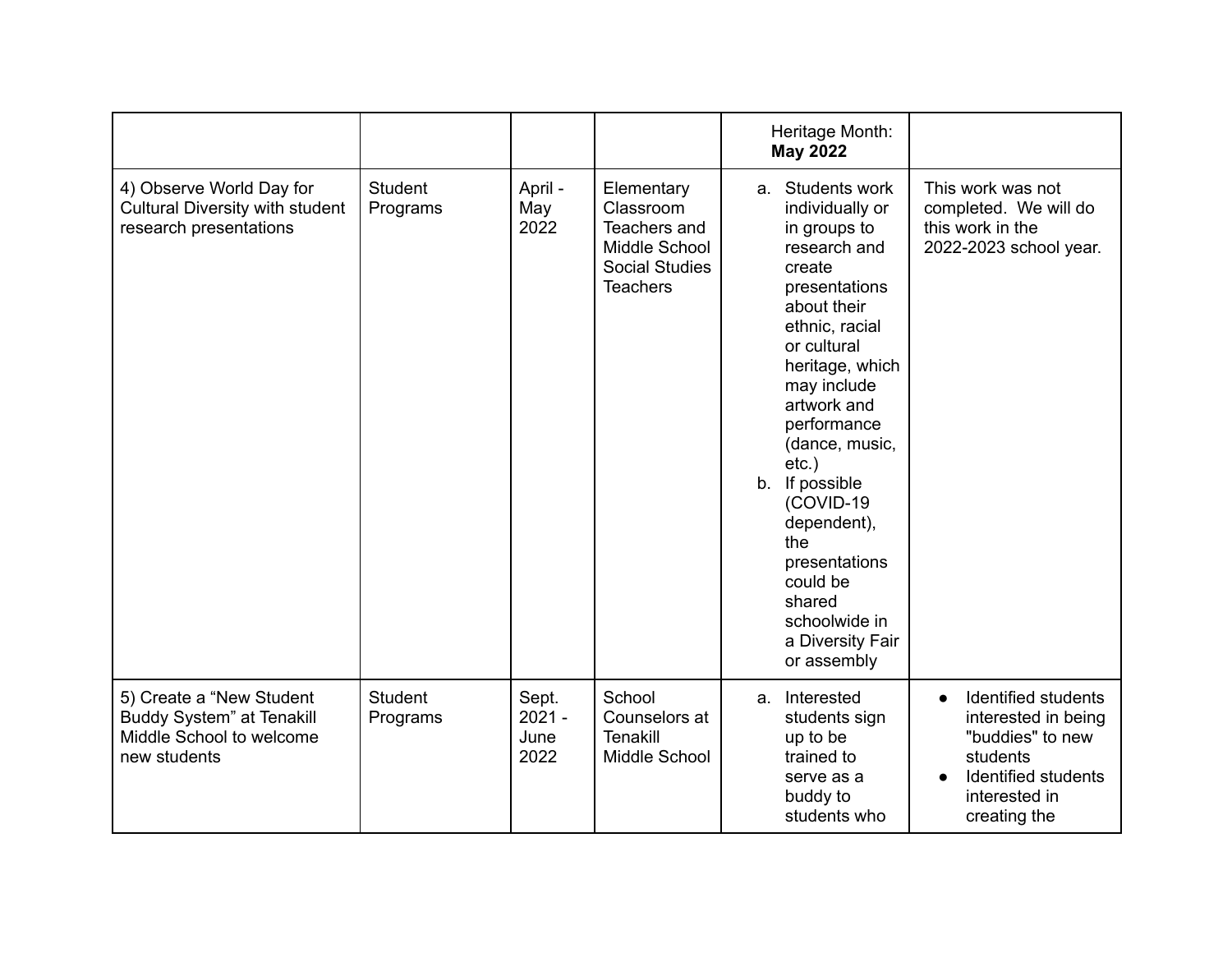| | | | | Heritage Month: **May 2022** | |
|---|---|---|---|---|---|
| 4) Observe World Day for Cultural Diversity with student research presentations | Student Programs | April - May 2022 | Elementary Classroom Teachers and Middle School Social Studies Teachers | a. Students work individually or in groups to research and create presentations about their ethnic, racial or cultural heritage, which may include artwork and performance (dance, music, etc.)<br>b. If possible (COVID-19 dependent), the presentations could be shared schoolwide in a Diversity Fair or assembly | This work was not completed. We will do this work in the 2022-2023 school year. |
| 5) Create a "New Student Buddy System" at Tenakill Middle School to welcome new students | Student Programs | Sept. 2021 - June 2022 | School Counselors at Tenakill Middle School | a. Interested students sign up to be trained to serve as a buddy to students who | • Identified students interested in being "buddies" to new students<br>• Identified students interested in creating the |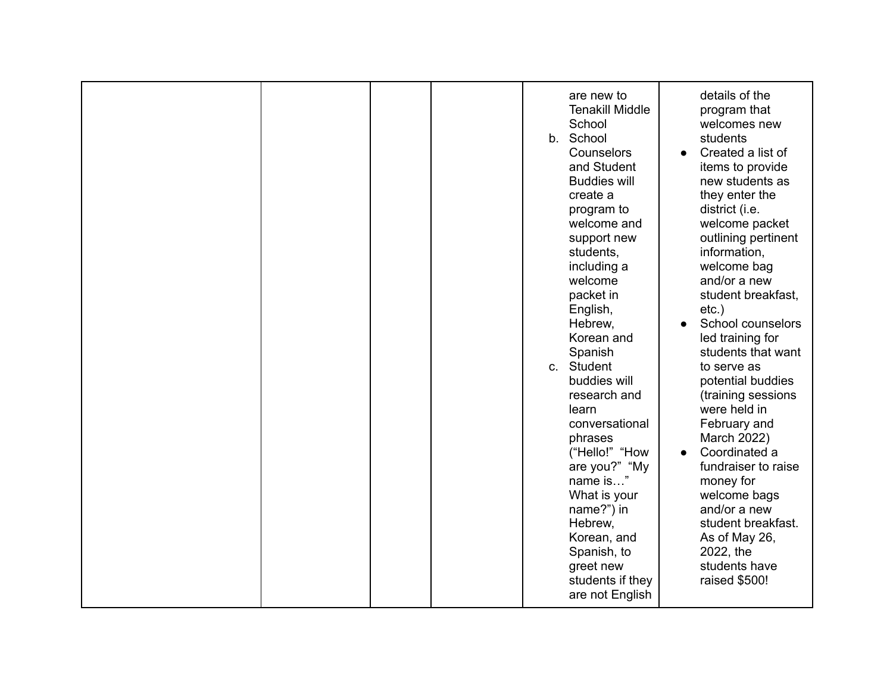| | | | | | |
|---|---|---|---|---|---|
| | | | | are new to Tenakill Middle School<br>b. School Counselors and Student Buddies will create a program to welcome and support new students, including a welcome packet in English, Hebrew, Korean and Spanish<br>c. Student buddies will research and learn conversational phrases ("Hello!" "How are you?" "My name is…" What is your name?") in Hebrew, Korean, and Spanish, to greet new students if they are not English | details of the program that welcomes new students<br>• Created a list of items to provide new students as they enter the district (i.e. welcome packet outlining pertinent information, welcome bag and/or a new student breakfast, etc.)<br>• School counselors led training for students that want to serve as potential buddies (training sessions were held in February and March 2022)<br>• Coordinated a fundraiser to raise money for welcome bags and/or a new student breakfast. As of May 26, 2022, the students have raised $500! |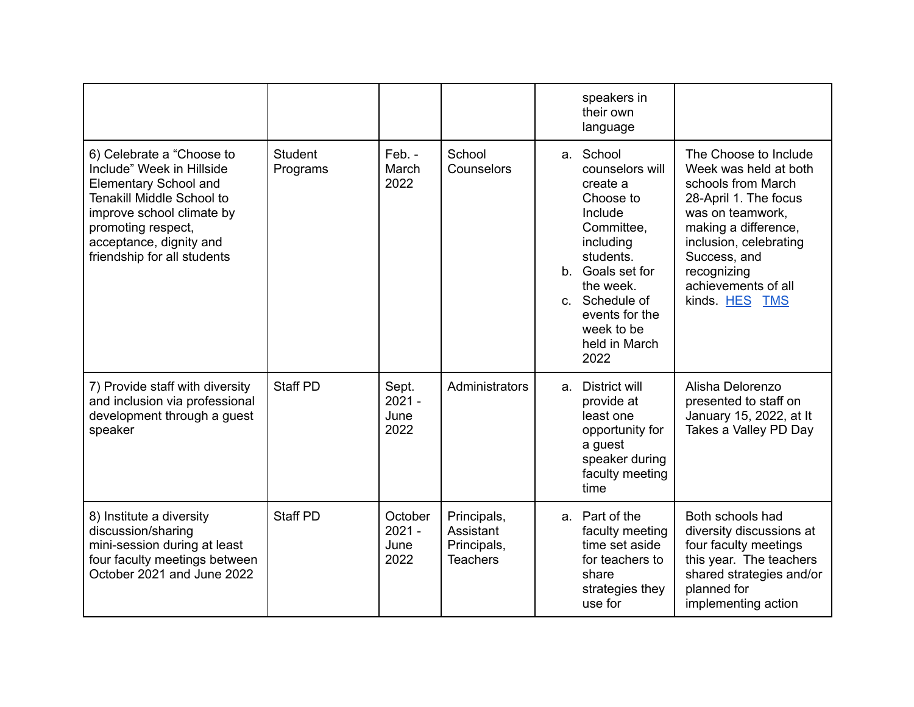| | | | | | |
|---|---|---|---|---|---|
| | | | | speakers in their own language | |
| 6) Celebrate a “Choose to Include” Week in Hillside Elementary School and Tenakill Middle School to improve school climate by promoting respect, acceptance, dignity and friendship for all students | Student Programs | Feb. - March 2022 | School Counselors | a. School counselors will create a Choose to Include Committee, including students.<br>b. Goals set for the week.<br>c. Schedule of events for the week to be held in March 2022 | The Choose to Include Week was held at both schools from March 28-April 1. The focus was on teamwork, making a difference, inclusion, celebrating Success, and recognizing achievements of all kinds. HES TMS |
| 7) Provide staff with diversity and inclusion via professional development through a guest speaker | Staff PD | Sept. 2021 - June 2022 | Administrators | a. District will provide at least one opportunity for a guest speaker during faculty meeting time | Alisha Delorenzo presented to staff on January 15, 2022, at It Takes a Valley PD Day |
| 8) Institute a diversity discussion/sharing mini-session during at least four faculty meetings between October 2021 and June 2022 | Staff PD | October 2021 - June 2022 | Principals, Assistant Principals, Teachers | a. Part of the faculty meeting time set aside for teachers to share strategies they use for | Both schools had diversity discussions at four faculty meetings this year. The teachers shared strategies and/or planned for implementing action |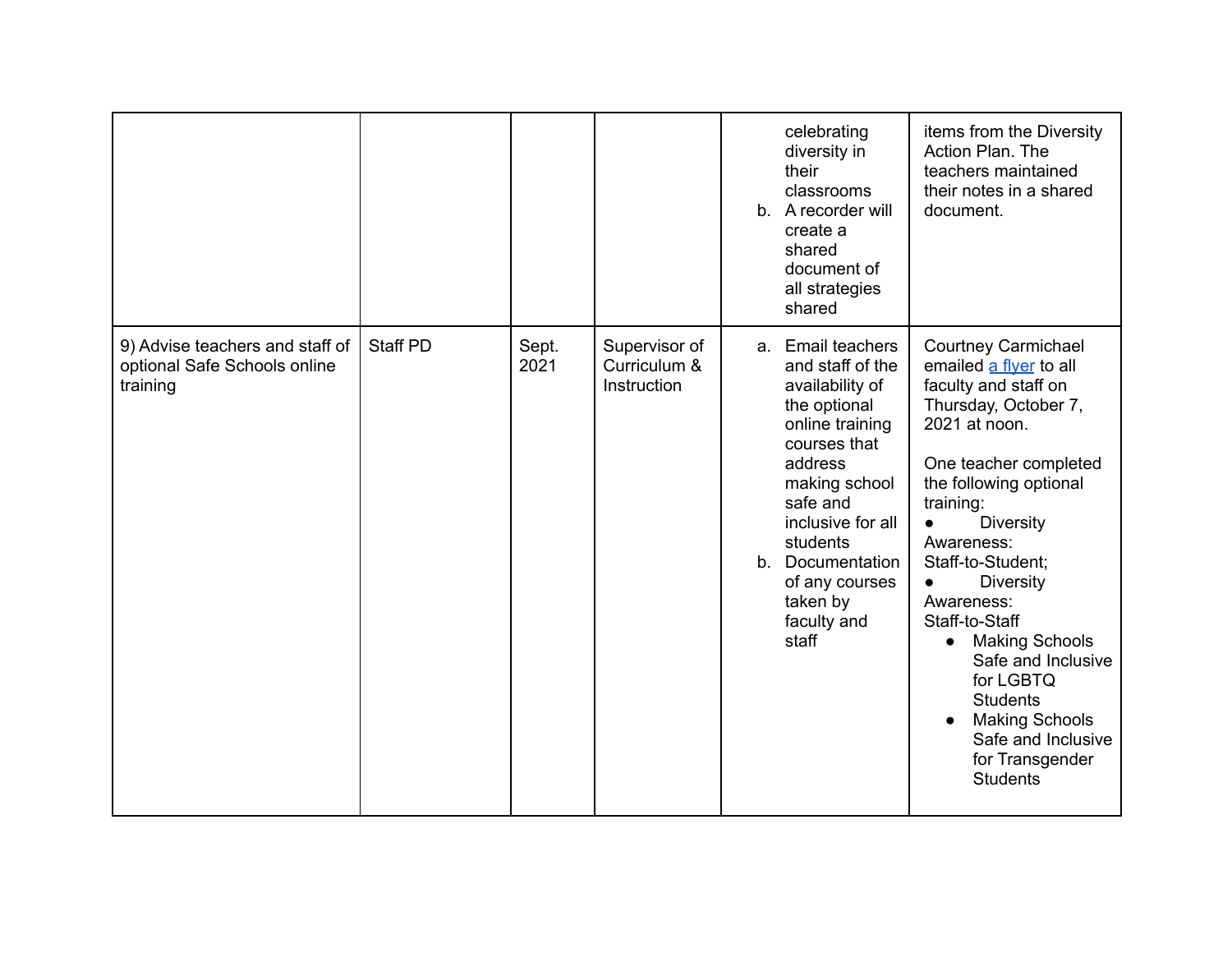| | | | | | |
|---|---|---|---|---|---|
| | | | | celebrating diversity in their classrooms<br>b. A recorder will create a shared document of all strategies shared | items from the Diversity Action Plan. The teachers maintained their notes in a shared document. |
| 9) Advise teachers and staff of optional Safe Schools online training | Staff PD | Sept. 2021 | Supervisor of Curriculum & Instruction | a. Email teachers and staff of the availability of the optional online training courses that address making school safe and inclusive for all students<br>b. Documentation of any courses taken by faculty and staff | Courtney Carmichael emailed a flyer to all faculty and staff on Thursday, October 7, 2021 at noon.<br><br>One teacher completed the following optional training:<br>● Diversity Awareness: Staff-to-Student;<br>● Diversity Awareness: Staff-to-Staff<br>● Making Schools Safe and Inclusive for LGBTQ Students<br>● Making Schools Safe and Inclusive for Transgender Students |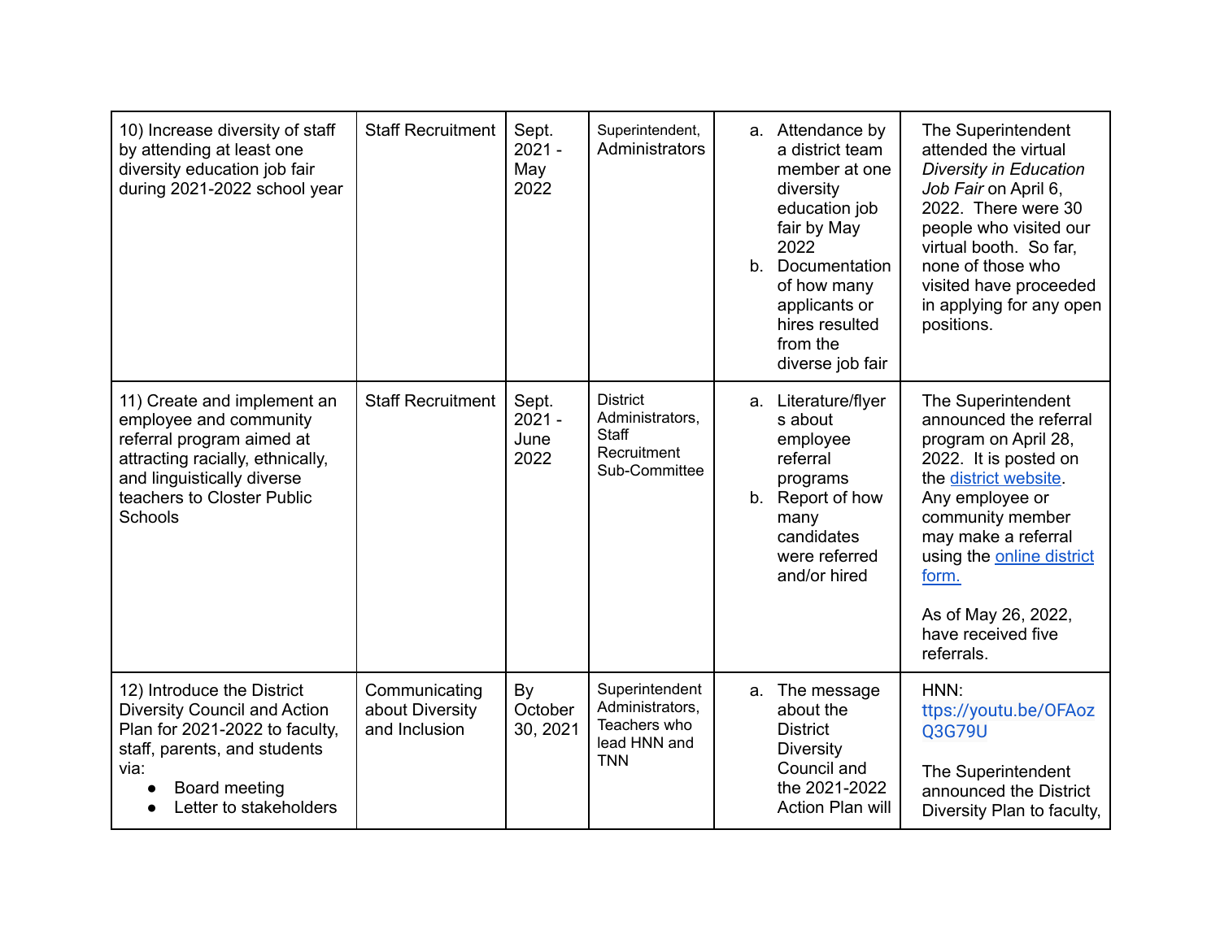| | | | | | |
|---|---|---|---|---|---|
| 10) Increase diversity of staff by attending at least one diversity education job fair during 2021-2022 school year | Staff Recruitment | Sept. 2021 - May 2022 | Superintendent, Administrators | a. Attendance by a district team member at one diversity education job fair by May 2022<br>b. Documentation of how many applicants or hires resulted from the diverse job fair | The Superintendent attended the virtual *Diversity in Education Job Fair* on April 6, 2022. There were 30 people who visited our virtual booth. So far, none of those who visited have proceeded in applying for any open positions. |
| 11) Create and implement an employee and community referral program aimed at attracting racially, ethnically, and linguistically diverse teachers to Closter Public Schools | Staff Recruitment | Sept. 2021 - June 2022 | District Administrators, Staff Recruitment Sub-Committee | a. Literature/flyers about employee referral programs<br>b. Report of how many candidates were referred and/or hired | The Superintendent announced the referral program on April 28, 2022. It is posted on the district website. Any employee or community member may make a referral using the online district form.<br><br>As of May 26, 2022, have received five referrals. |
| 12) Introduce the District Diversity Council and Action Plan for 2021-2022 to faculty, staff, parents, and students via:<br>● Board meeting<br>● Letter to stakeholders | Communicating about Diversity and Inclusion | By October 30, 2021 | Superintendent Administrators, Teachers who lead HNN and TNN | a. The message about the District Diversity Council and the 2021-2022 Action Plan will | HNN: ttps://youtu.be/OFAozQ3G79U<br><br>The Superintendent announced the District Diversity Plan to faculty, |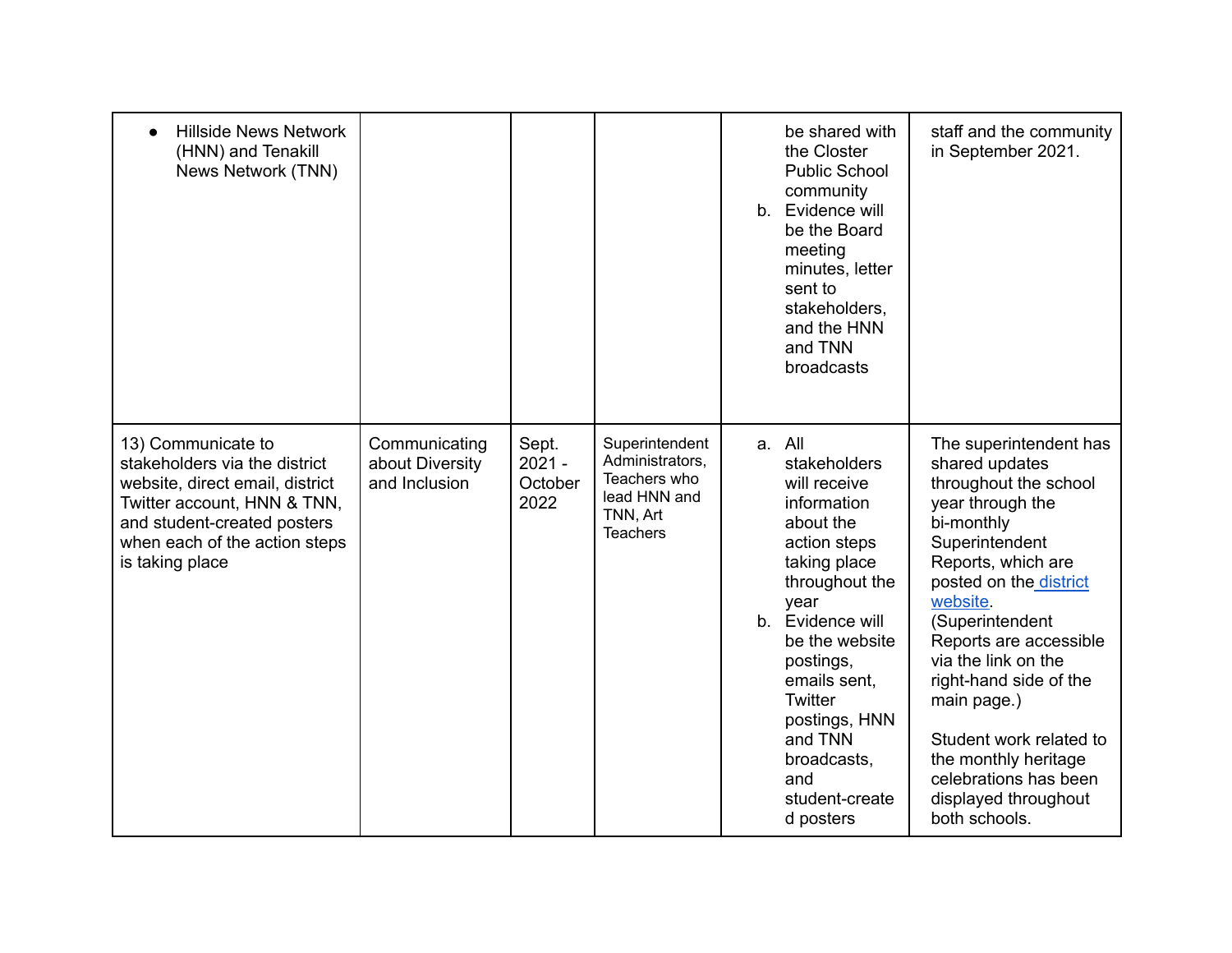| | | | | | |
|---|---|---|---|---|---|
| • Hillside News Network (HNN) and Tenakill News Network (TNN) | | | | be shared with the Closter Public School community<br>b. Evidence will be the Board meeting minutes, letter sent to stakeholders, and the HNN and TNN broadcasts | staff and the community in September 2021. |
| 13) Communicate to stakeholders via the district website, direct email, district Twitter account, HNN & TNN, and student-created posters when each of the action steps is taking place | Communicating about Diversity and Inclusion | Sept. 2021 - October 2022 | Superintendent Administrators, Teachers who lead HNN and TNN, Art Teachers | a. All stakeholders will receive information about the action steps taking place throughout the year<br>b. Evidence will be the website postings, emails sent, Twitter postings, HNN and TNN broadcasts, and student-created posters | The superintendent has shared updates throughout the school year through the bi-monthly Superintendent Reports, which are posted on the district website. (Superintendent Reports are accessible via the link on the right-hand side of the main page.)<br><br>Student work related to the monthly heritage celebrations has been displayed throughout both schools. |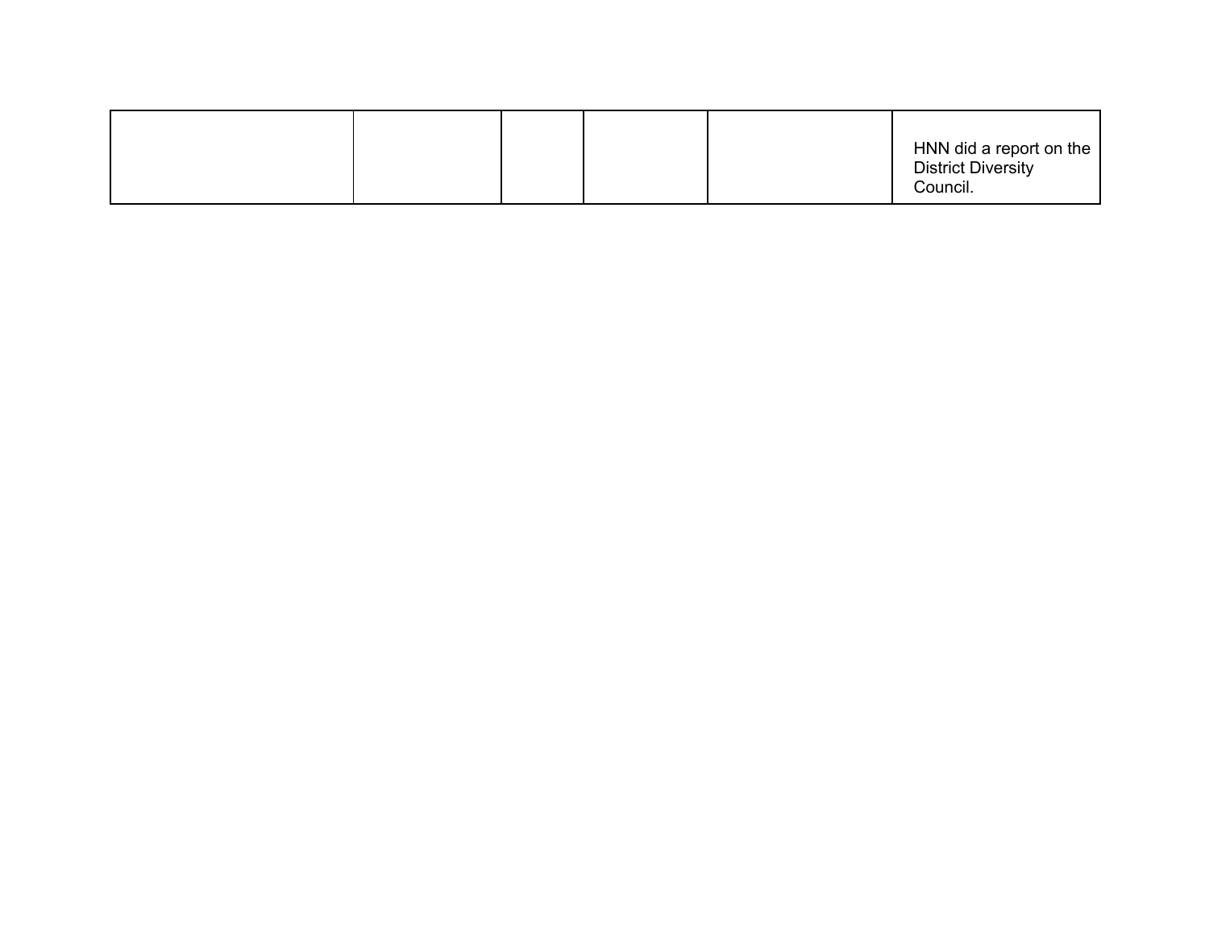| | | | | | |
|---|---|---|---|---|---|
| | | | | | HNN did a report on the District Diversity Council. |